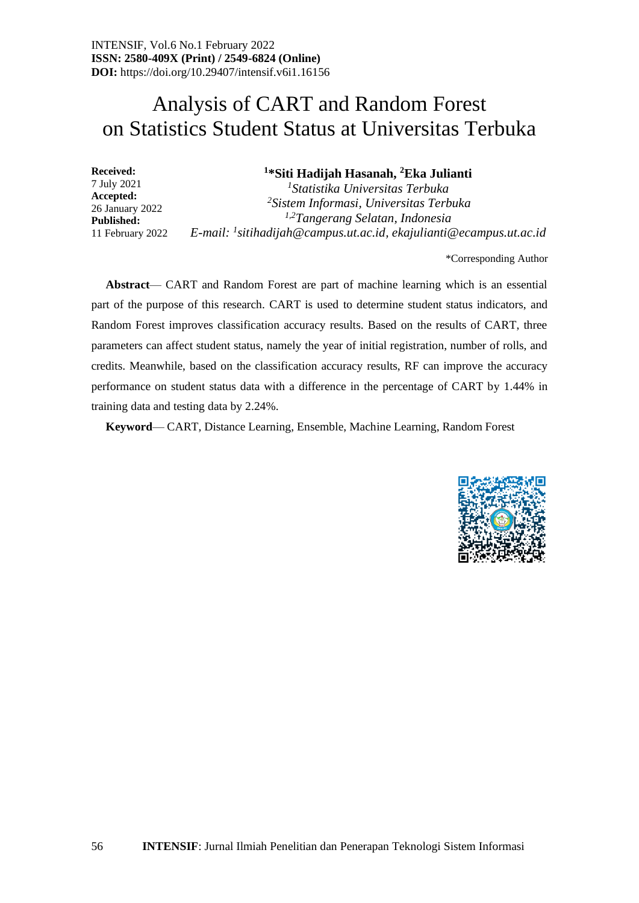INTENSIF, Vol.6 No.1 February 2022
**ISSN: 2580-409X (Print) / 2549-6824 (Online)**
**DOI:** https://doi.org/10.29407/intensif.v6i1.16156

# Analysis of CART and Random Forest on Statistics Student Status at Universitas Terbuka

**Received:** 7 July 2021
**Accepted:** 26 January 2022
**Published:** 11 February 2022

**[1]*Siti Hadijah Hasanah, [2]Eka Julianti**
*[1]Statistika Universitas Terbuka*
*[2]Sistem Informasi, Universitas Terbuka*
*[1,2]Tangerang Selatan, Indonesia*
*E-mail: [1]sitihadijah@campus.ut.ac.id, ekajulianti@ecampus.ut.ac.id*

*Corresponding Author

**Abstract**— CART and Random Forest are part of machine learning which is an essential part of the purpose of this research. CART is used to determine student status indicators, and Random Forest improves classification accuracy results. Based on the results of CART, three parameters can affect student status, namely the year of initial registration, number of rolls, and credits. Meanwhile, based on the classification accuracy results, RF can improve the accuracy performance on student status data with a difference in the percentage of CART by 1.44% in training data and testing data by 2.24%.

**Keyword**— CART, Distance Learning, Ensemble, Machine Learning, Random Forest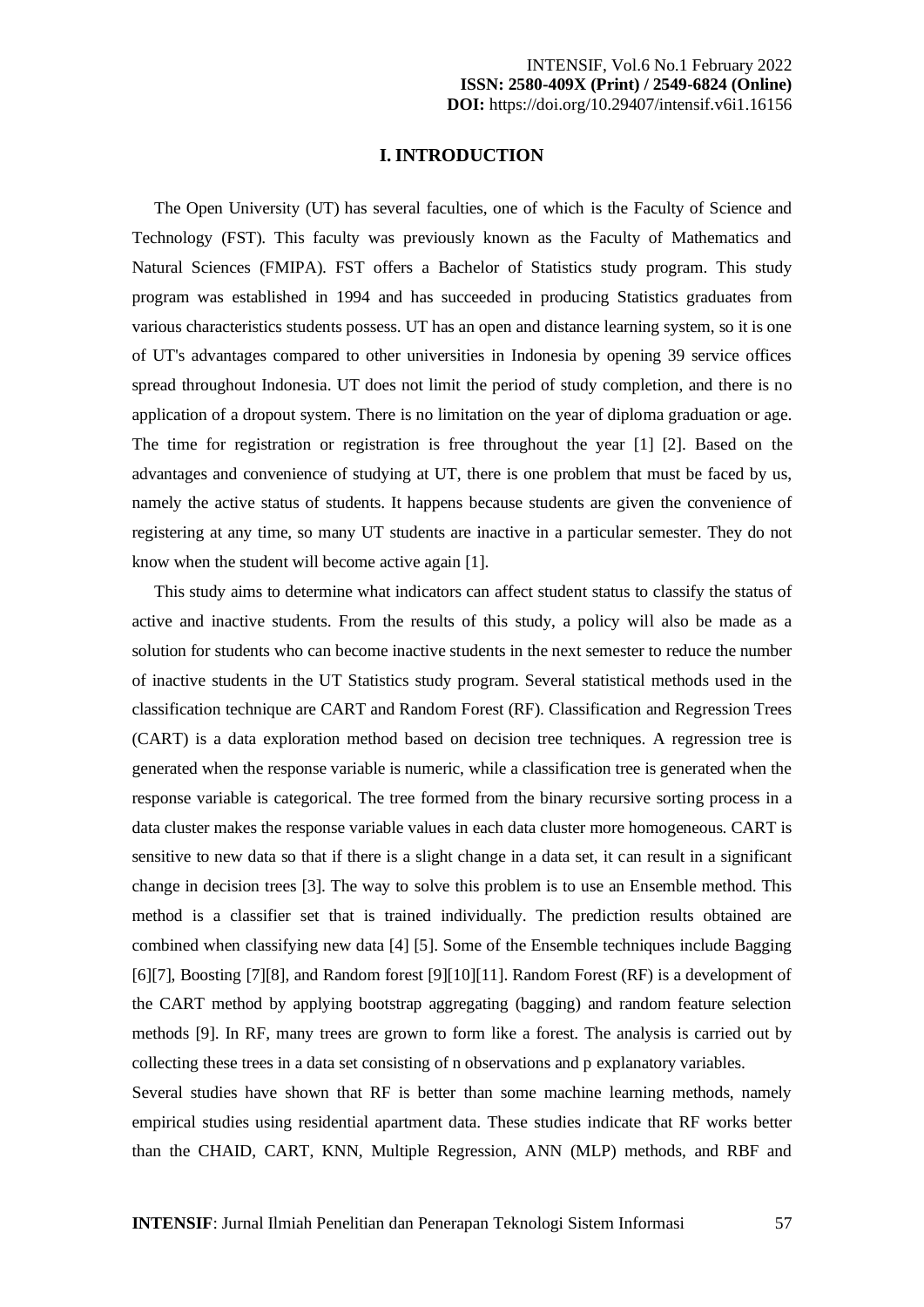## I. INTRODUCTION

The Open University (UT) has several faculties, one of which is the Faculty of Science and Technology (FST). This faculty was previously known as the Faculty of Mathematics and Natural Sciences (FMIPA). FST offers a Bachelor of Statistics study program. This study program was established in 1994 and has succeeded in producing Statistics graduates from various characteristics students possess. UT has an open and distance learning system, so it is one of UT's advantages compared to other universities in Indonesia by opening 39 service offices spread throughout Indonesia. UT does not limit the period of study completion, and there is no application of a dropout system. There is no limitation on the year of diploma graduation or age. The time for registration or registration is free throughout the year [1] [2]. Based on the advantages and convenience of studying at UT, there is one problem that must be faced by us, namely the active status of students. It happens because students are given the convenience of registering at any time, so many UT students are inactive in a particular semester. They do not know when the student will become active again [1].

This study aims to determine what indicators can affect student status to classify the status of active and inactive students. From the results of this study, a policy will also be made as a solution for students who can become inactive students in the next semester to reduce the number of inactive students in the UT Statistics study program. Several statistical methods used in the classification technique are CART and Random Forest (RF). Classification and Regression Trees (CART) is a data exploration method based on decision tree techniques. A regression tree is generated when the response variable is numeric, while a classification tree is generated when the response variable is categorical. The tree formed from the binary recursive sorting process in a data cluster makes the response variable values in each data cluster more homogeneous. CART is sensitive to new data so that if there is a slight change in a data set, it can result in a significant change in decision trees [3]. The way to solve this problem is to use an Ensemble method. This method is a classifier set that is trained individually. The prediction results obtained are combined when classifying new data [4] [5]. Some of the Ensemble techniques include Bagging [6][7], Boosting [7][8], and Random forest [9][10][11]. Random Forest (RF) is a development of the CART method by applying bootstrap aggregating (bagging) and random feature selection methods [9]. In RF, many trees are grown to form like a forest. The analysis is carried out by collecting these trees in a data set consisting of n observations and p explanatory variables.

Several studies have shown that RF is better than some machine learning methods, namely empirical studies using residential apartment data. These studies indicate that RF works better than the CHAID, CART, KNN, Multiple Regression, ANN (MLP) methods, and RBF and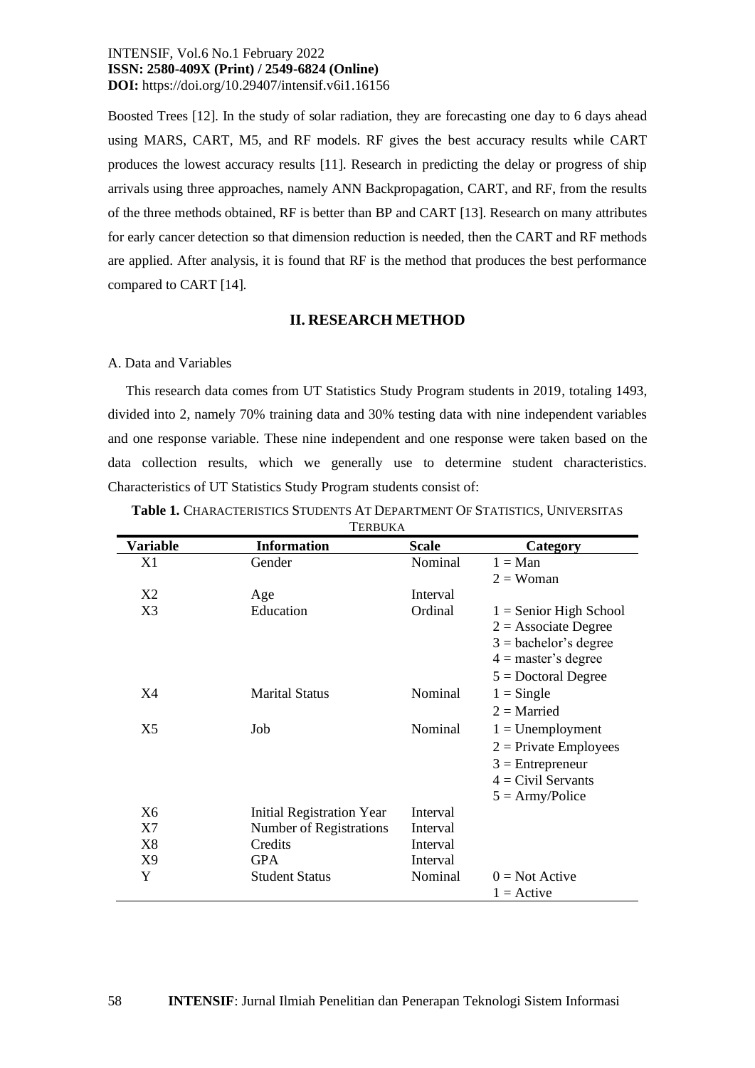Boosted Trees [12]. In the study of solar radiation, they are forecasting one day to 6 days ahead using MARS, CART, M5, and RF models. RF gives the best accuracy results while CART produces the lowest accuracy results [11]. Research in predicting the delay or progress of ship arrivals using three approaches, namely ANN Backpropagation, CART, and RF, from the results of the three methods obtained, RF is better than BP and CART [13]. Research on many attributes for early cancer detection so that dimension reduction is needed, then the CART and RF methods are applied. After analysis, it is found that RF is the method that produces the best performance compared to CART [14].

## II. RESEARCH METHOD

A. Data and Variables

This research data comes from UT Statistics Study Program students in 2019, totaling 1493, divided into 2, namely 70% training data and 30% testing data with nine independent variables and one response variable. These nine independent and one response were taken based on the data collection results, which we generally use to determine student characteristics. Characteristics of UT Statistics Study Program students consist of:

**Table 1.** CHARACTERISTICS STUDENTS AT DEPARTMENT OF STATISTICS, UNIVERSITAS TERBUKA

| Variable | Information | Scale | Category |
|---|---|---|---|
| X1 | Gender | Nominal | 1 = Man<br>2 = Woman |
| X2 | Age | Interval | |
| X3 | Education | Ordinal | 1 = Senior High School<br>2 = Associate Degree<br>3 = bachelor's degree<br>4 = master's degree<br>5 = Doctoral Degree |
| X4 | Marital Status | Nominal | 1 = Single<br>2 = Married |
| X5 | Job | Nominal | 1 = Unemployment<br>2 = Private Employees<br>3 = Entrepreneur<br>4 = Civil Servants<br>5 = Army/Police |
| X6 | Initial Registration Year | Interval | |
| X7 | Number of Registrations | Interval | |
| X8 | Credits | Interval | |
| X9 | GPA | Interval | |
| Y | Student Status | Nominal | 0 = Not Active<br>1 = Active |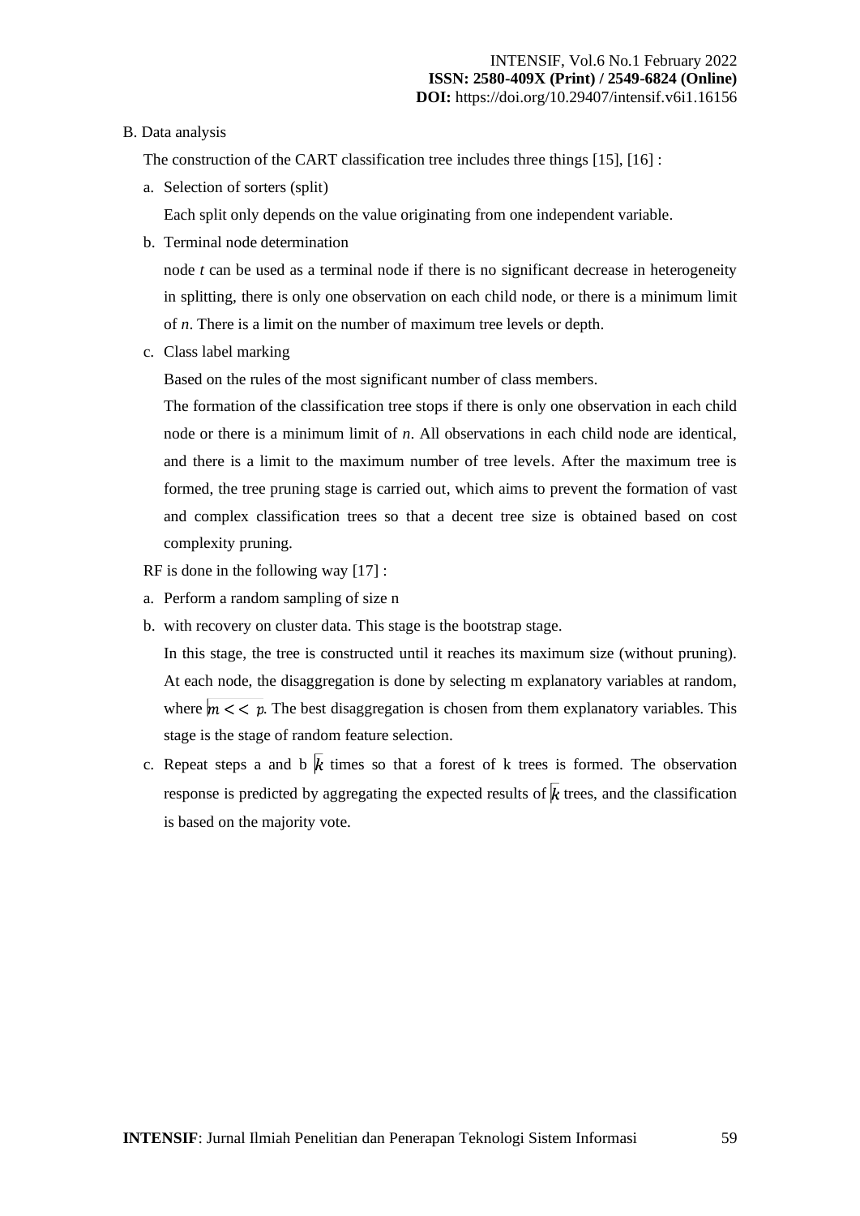B. Data analysis

The construction of the CART classification tree includes three things [15], [16] :

a. Selection of sorters (split)

   Each split only depends on the value originating from one independent variable.

b. Terminal node determination

   node *t* can be used as a terminal node if there is no significant decrease in heterogeneity in splitting, there is only one observation on each child node, or there is a minimum limit of *n*. There is a limit on the number of maximum tree levels or depth.

c. Class label marking

   Based on the rules of the most significant number of class members.

   The formation of the classification tree stops if there is only one observation in each child node or there is a minimum limit of *n*. All observations in each child node are identical, and there is a limit to the maximum number of tree levels. After the maximum tree is formed, the tree pruning stage is carried out, which aims to prevent the formation of vast and complex classification trees so that a decent tree size is obtained based on cost complexity pruning.

RF is done in the following way [17] :

a. Perform a random sampling of size n

b. with recovery on cluster data. This stage is the bootstrap stage.

   In this stage, the tree is constructed until it reaches its maximum size (without pruning). At each node, the disaggregation is done by selecting m explanatory variables at random, where $m << p$. The best disaggregation is chosen from them explanatory variables. This stage is the stage of random feature selection.

c. Repeat steps a and b $k$ times so that a forest of k trees is formed. The observation response is predicted by aggregating the expected results of $k$ trees, and the classification is based on the majority vote.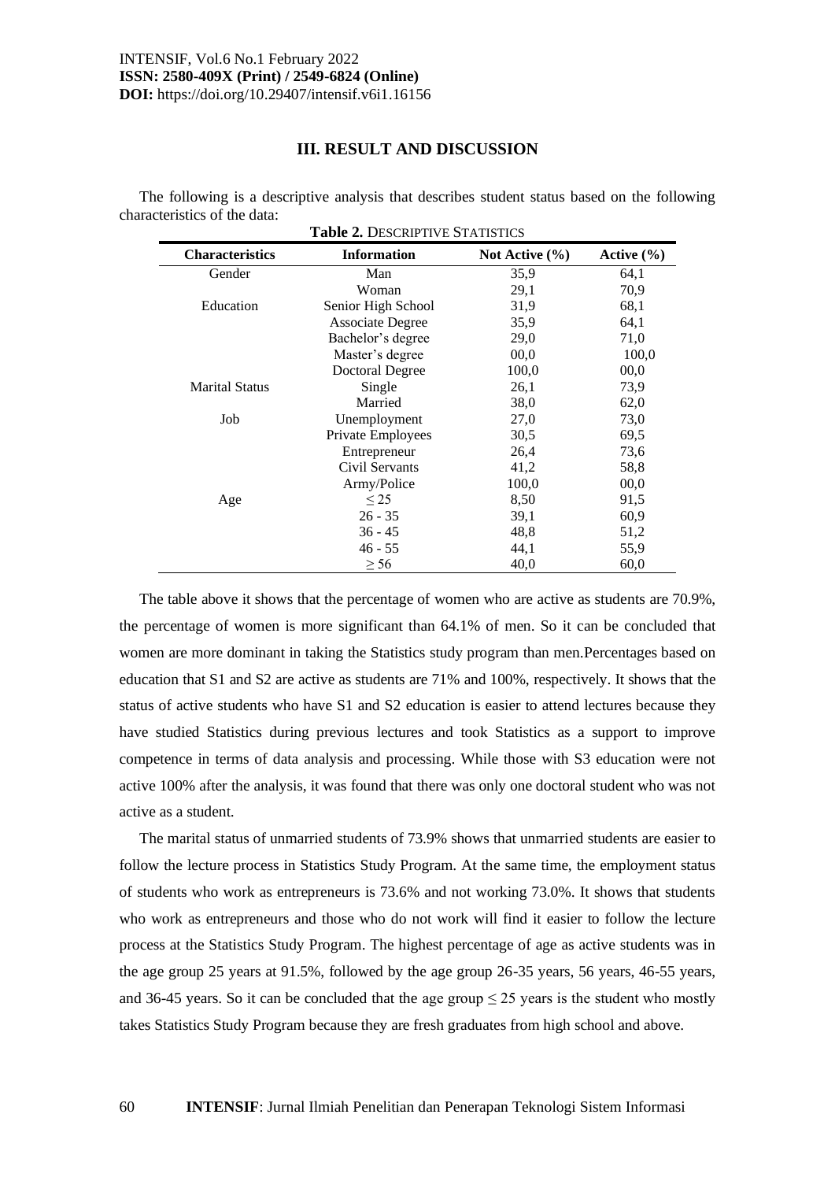## III. RESULT AND DISCUSSION

The following is a descriptive analysis that describes student status based on the following characteristics of the data:

**Table 2.** DESCRIPTIVE STATISTICS

| Characteristics | Information | Not Active (%) | Active (%) |
|---|---|---|---|
| Gender | Man | 35,9 | 64,1 |
| | Woman | 29,1 | 70,9 |
| Education | Senior High School | 31,9 | 68,1 |
| | Associate Degree | 35,9 | 64,1 |
| | Bachelor's degree | 29,0 | 71,0 |
| | Master's degree | 00,0 | 100,0 |
| | Doctoral Degree | 100,0 | 00,0 |
| Marital Status | Single | 26,1 | 73,9 |
| | Married | 38,0 | 62,0 |
| Job | Unemployment | 27,0 | 73,0 |
| | Private Employees | 30,5 | 69,5 |
| | Entrepreneur | 26,4 | 73,6 |
| | Civil Servants | 41,2 | 58,8 |
| | Army/Police | 100,0 | 00,0 |
| Age | $\leq 25$ | 8,50 | 91,5 |
| | 26 - 35 | 39,1 | 60,9 |
| | 36 - 45 | 48,8 | 51,2 |
| | 46 - 55 | 44,1 | 55,9 |
| | $\geq 56$ | 40,0 | 60,0 |

The table above it shows that the percentage of women who are active as students are 70.9%, the percentage of women is more significant than 64.1% of men. So it can be concluded that women are more dominant in taking the Statistics study program than men.Percentages based on education that S1 and S2 are active as students are 71% and 100%, respectively. It shows that the status of active students who have S1 and S2 education is easier to attend lectures because they have studied Statistics during previous lectures and took Statistics as a support to improve competence in terms of data analysis and processing. While those with S3 education were not active 100% after the analysis, it was found that there was only one doctoral student who was not active as a student.

The marital status of unmarried students of 73.9% shows that unmarried students are easier to follow the lecture process in Statistics Study Program. At the same time, the employment status of students who work as entrepreneurs is 73.6% and not working 73.0%. It shows that students who work as entrepreneurs and those who do not work will find it easier to follow the lecture process at the Statistics Study Program. The highest percentage of age as active students was in the age group 25 years at 91.5%, followed by the age group 26-35 years, 56 years, 46-55 years, and 36-45 years. So it can be concluded that the age group $\leq 25$ years is the student who mostly takes Statistics Study Program because they are fresh graduates from high school and above.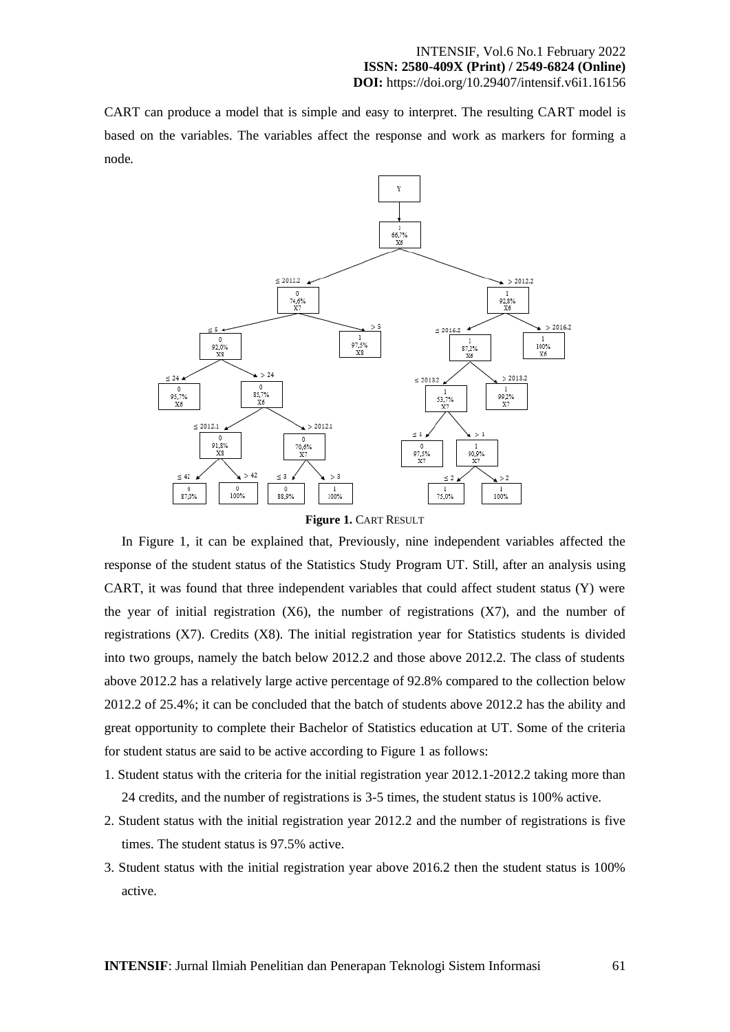CART can produce a model that is simple and easy to interpret. The resulting CART model is based on the variables. The variables affect the response and work as markers for forming a node.

**Figure 1.** CART RESULT

In Figure 1, it can be explained that, Previously, nine independent variables affected the response of the student status of the Statistics Study Program UT. Still, after an analysis using CART, it was found that three independent variables that could affect student status (Y) were the year of initial registration (X6), the number of registrations (X7), and the number of registrations (X7). Credits (X8). The initial registration year for Statistics students is divided into two groups, namely the batch below 2012.2 and those above 2012.2. The class of students above 2012.2 has a relatively large active percentage of 92.8% compared to the collection below 2012.2 of 25.4%; it can be concluded that the batch of students above 2012.2 has the ability and great opportunity to complete their Bachelor of Statistics education at UT. Some of the criteria for student status are said to be active according to Figure 1 as follows:

1. Student status with the criteria for the initial registration year 2012.1-2012.2 taking more than 24 credits, and the number of registrations is 3-5 times, the student status is 100% active.
2. Student status with the initial registration year 2012.2 and the number of registrations is five times. The student status is 97.5% active.
3. Student status with the initial registration year above 2016.2 then the student status is 100% active.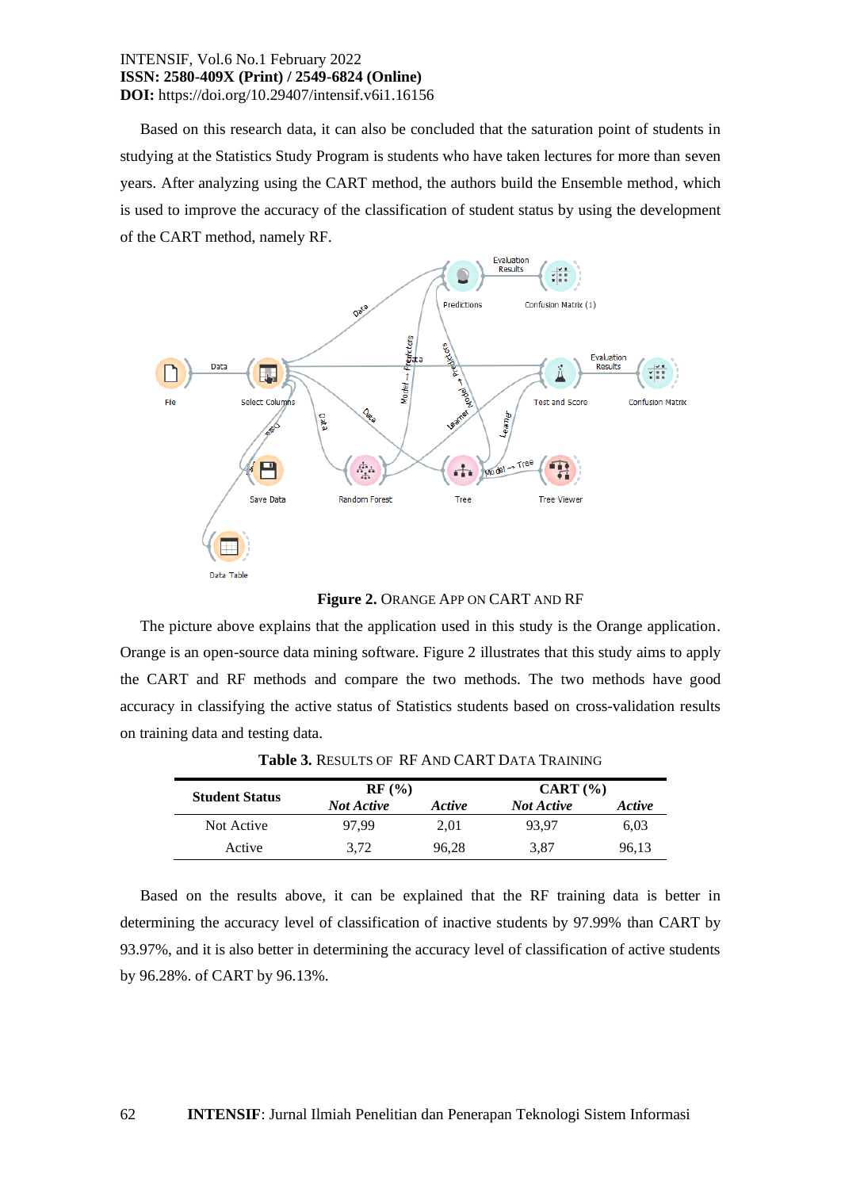Based on this research data, it can also be concluded that the saturation point of students in studying at the Statistics Study Program is students who have taken lectures for more than seven years. After analyzing using the CART method, the authors build the Ensemble method, which is used to improve the accuracy of the classification of student status by using the development of the CART method, namely RF.

**Figure 2.** ORANGE APP ON CART AND RF

The picture above explains that the application used in this study is the Orange application. Orange is an open-source data mining software. Figure 2 illustrates that this study aims to apply the CART and RF methods and compare the two methods. The two methods have good accuracy in classifying the active status of Statistics students based on cross-validation results on training data and testing data.

**Table 3.** RESULTS OF RF AND CART DATA TRAINING

| Student Status | RF (%) | | CART (%) | |
|---|---|---|---|---|
| | *Not Active* | *Active* | *Not Active* | *Active* |
| Not Active | 97,99 | 2,01 | 93,97 | 6,03 |
| Active | 3,72 | 96,28 | 3,87 | 96,13 |

Based on the results above, it can be explained that the RF training data is better in determining the accuracy level of classification of inactive students by 97.99% than CART by 93.97%, and it is also better in determining the accuracy level of classification of active students by 96.28%. of CART by 96.13%.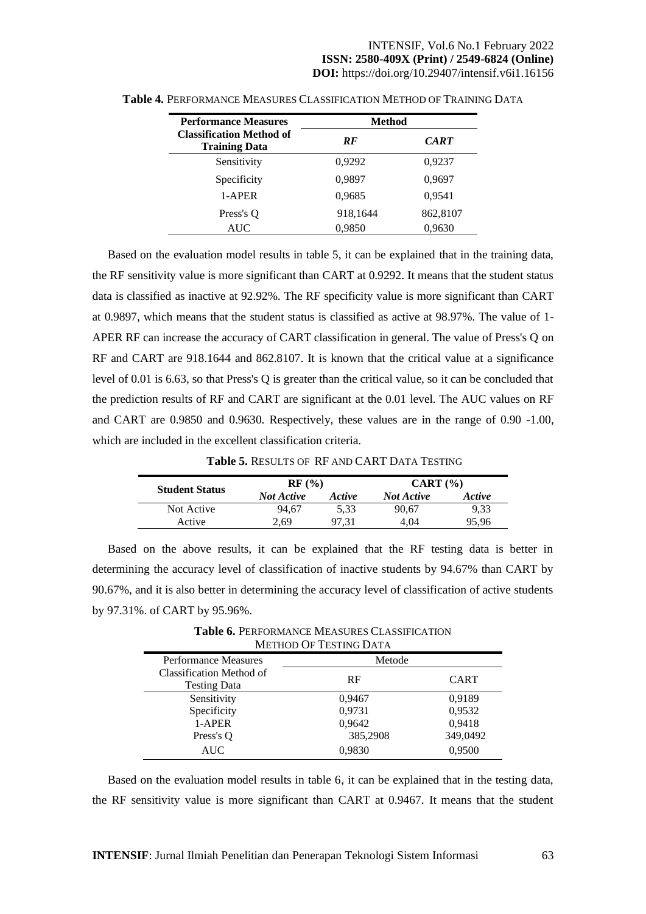**Table 4.** PERFORMANCE MEASURES CLASSIFICATION METHOD OF TRAINING DATA

| **Performance Measures Classification Method of Training Data** | **Method** | |
|---|---|---|
| | ***RF*** | ***CART*** |
| Sensitivity | 0,9292 | 0,9237 |
| Specificity | 0,9897 | 0,9697 |
| 1-APER | 0,9685 | 0,9541 |
| Press's Q | 918,1644 | 862,8107 |
| AUC | 0,9850 | 0,9630 |

Based on the evaluation model results in table 5, it can be explained that in the training data, the RF sensitivity value is more significant than CART at 0.9292. It means that the student status data is classified as inactive at 92.92%. The RF specificity value is more significant than CART at 0.9897, which means that the student status is classified as active at 98.97%. The value of 1-APER RF can increase the accuracy of CART classification in general. The value of Press's Q on RF and CART are 918.1644 and 862.8107. It is known that the critical value at a significance level of 0.01 is 6.63, so that Press's Q is greater than the critical value, so it can be concluded that the prediction results of RF and CART are significant at the 0.01 level. The AUC values on RF and CART are 0.9850 and 0.9630. Respectively, these values are in the range of 0.90 -1.00, which are included in the excellent classification criteria.

**Table 5.** RESULTS OF RF AND CART DATA TESTING

| **Student Status** | **RF (%)** | | **CART (%)** | |
|---|---|---|---|---|
| | ***Not Active*** | ***Active*** | ***Not Active*** | ***Active*** |
| Not Active | 94,67 | 5,33 | 90,67 | 9,33 |
| Active | 2,69 | 97,31 | 4,04 | 95,96 |

Based on the above results, it can be explained that the RF testing data is better in determining the accuracy level of classification of inactive students by 94.67% than CART by 90.67%, and it is also better in determining the accuracy level of classification of active students by 97.31%. of CART by 95.96%.

**Table 6.** PERFORMANCE MEASURES CLASSIFICATION METHOD OF TESTING DATA

| Performance Measures Classification Method of Testing Data | Metode | |
|---|---|---|
| | RF | CART |
| Sensitivity | 0,9467 | 0,9189 |
| Specificity | 0,9731 | 0,9532 |
| 1-APER | 0,9642 | 0,9418 |
| Press's Q | 385,2908 | 349,0492 |
| AUC | 0,9830 | 0,9500 |

Based on the evaluation model results in table 6, it can be explained that in the testing data, the RF sensitivity value is more significant than CART at 0.9467. It means that the student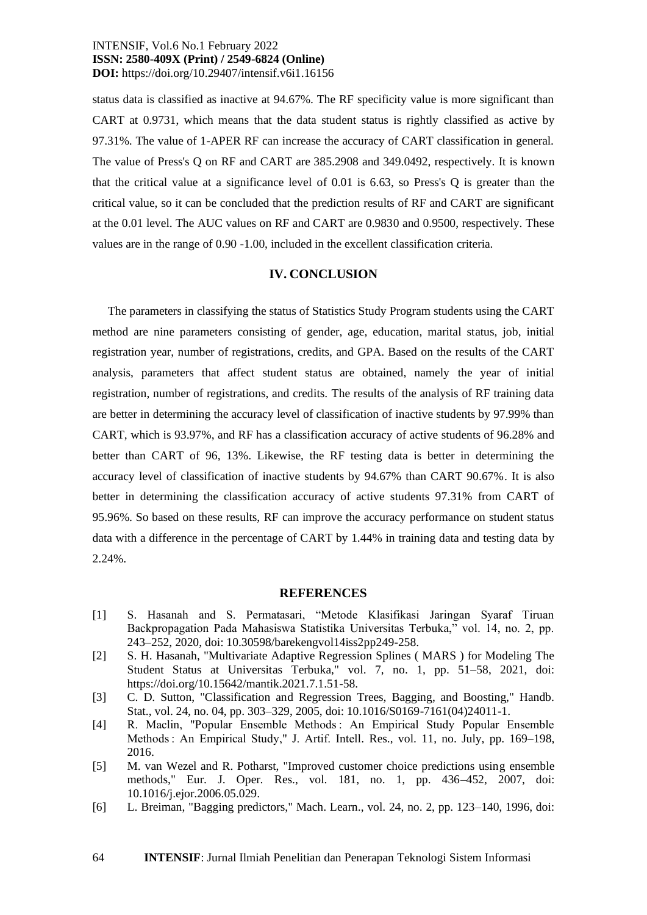status data is classified as inactive at 94.67%. The RF specificity value is more significant than CART at 0.9731, which means that the data student status is rightly classified as active by 97.31%. The value of 1-APER RF can increase the accuracy of CART classification in general. The value of Press's Q on RF and CART are 385.2908 and 349.0492, respectively. It is known that the critical value at a significance level of 0.01 is 6.63, so Press's Q is greater than the critical value, so it can be concluded that the prediction results of RF and CART are significant at the 0.01 level. The AUC values on RF and CART are 0.9830 and 0.9500, respectively. These values are in the range of 0.90 -1.00, included in the excellent classification criteria.

## IV. CONCLUSION

The parameters in classifying the status of Statistics Study Program students using the CART method are nine parameters consisting of gender, age, education, marital status, job, initial registration year, number of registrations, credits, and GPA. Based on the results of the CART analysis, parameters that affect student status are obtained, namely the year of initial registration, number of registrations, and credits. The results of the analysis of RF training data are better in determining the accuracy level of classification of inactive students by 97.99% than CART, which is 93.97%, and RF has a classification accuracy of active students of 96.28% and better than CART of 96, 13%. Likewise, the RF testing data is better in determining the accuracy level of classification of inactive students by 94.67% than CART 90.67%. It is also better in determining the classification accuracy of active students 97.31% from CART of 95.96%. So based on these results, RF can improve the accuracy performance on student status data with a difference in the percentage of CART by 1.44% in training data and testing data by 2.24%.

## REFERENCES

[1] S. Hasanah and S. Permatasari, "Metode Klasifikasi Jaringan Syaraf Tiruan Backpropagation Pada Mahasiswa Statistika Universitas Terbuka," vol. 14, no. 2, pp. 243–252, 2020, doi: 10.30598/barekengvol14iss2pp249-258.

[2] S. H. Hasanah, "Multivariate Adaptive Regression Splines ( MARS ) for Modeling The Student Status at Universitas Terbuka," vol. 7, no. 1, pp. 51–58, 2021, doi: https://doi.org/10.15642/mantik.2021.7.1.51-58.

[3] C. D. Sutton, "Classification and Regression Trees, Bagging, and Boosting," Handb. Stat., vol. 24, no. 04, pp. 303–329, 2005, doi: 10.1016/S0169-7161(04)24011-1.

[4] R. Maclin, "Popular Ensemble Methods : An Empirical Study Popular Ensemble Methods : An Empirical Study," J. Artif. Intell. Res., vol. 11, no. July, pp. 169–198, 2016.

[5] M. van Wezel and R. Potharst, "Improved customer choice predictions using ensemble methods," Eur. J. Oper. Res., vol. 181, no. 1, pp. 436–452, 2007, doi: 10.1016/j.ejor.2006.05.029.

[6] L. Breiman, "Bagging predictors," Mach. Learn., vol. 24, no. 2, pp. 123–140, 1996, doi: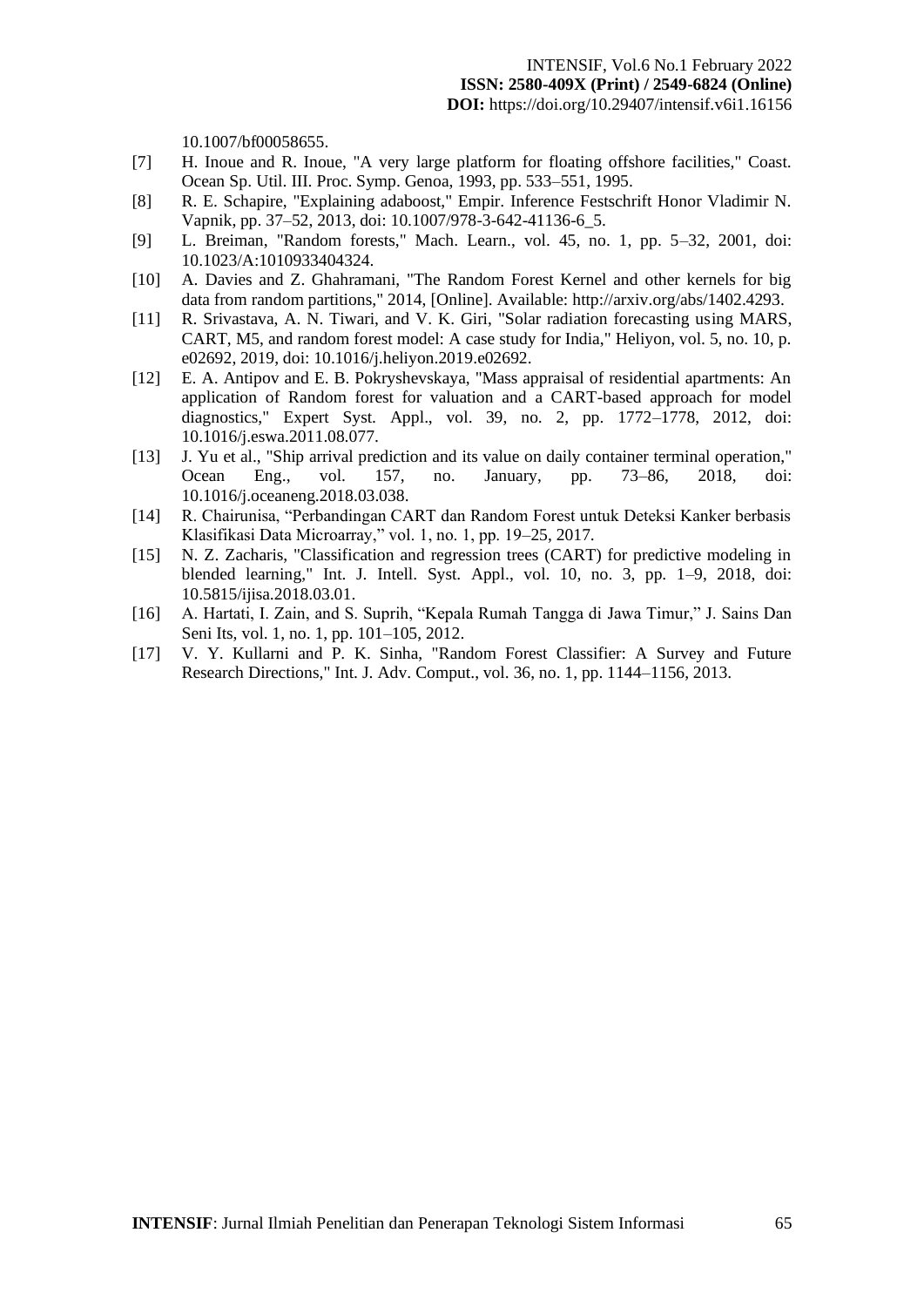10.1007/bf00058655.

[7] H. Inoue and R. Inoue, "A very large platform for floating offshore facilities," Coast. Ocean Sp. Util. III. Proc. Symp. Genoa, 1993, pp. 533–551, 1995.

[8] R. E. Schapire, "Explaining adaboost," Empir. Inference Festschrift Honor Vladimir N. Vapnik, pp. 37–52, 2013, doi: 10.1007/978-3-642-41136-6_5.

[9] L. Breiman, "Random forests," Mach. Learn., vol. 45, no. 1, pp. 5–32, 2001, doi: 10.1023/A:1010933404324.

[10] A. Davies and Z. Ghahramani, "The Random Forest Kernel and other kernels for big data from random partitions," 2014, [Online]. Available: http://arxiv.org/abs/1402.4293.

[11] R. Srivastava, A. N. Tiwari, and V. K. Giri, "Solar radiation forecasting using MARS, CART, M5, and random forest model: A case study for India," Heliyon, vol. 5, no. 10, p. e02692, 2019, doi: 10.1016/j.heliyon.2019.e02692.

[12] E. A. Antipov and E. B. Pokryshevskaya, "Mass appraisal of residential apartments: An application of Random forest for valuation and a CART-based approach for model diagnostics," Expert Syst. Appl., vol. 39, no. 2, pp. 1772–1778, 2012, doi: 10.1016/j.eswa.2011.08.077.

[13] J. Yu et al., "Ship arrival prediction and its value on daily container terminal operation," Ocean Eng., vol. 157, no. January, pp. 73–86, 2018, doi: 10.1016/j.oceaneng.2018.03.038.

[14] R. Chairunisa, "Perbandingan CART dan Random Forest untuk Deteksi Kanker berbasis Klasifikasi Data Microarray," vol. 1, no. 1, pp. 19–25, 2017.

[15] N. Z. Zacharis, "Classification and regression trees (CART) for predictive modeling in blended learning," Int. J. Intell. Syst. Appl., vol. 10, no. 3, pp. 1–9, 2018, doi: 10.5815/ijisa.2018.03.01.

[16] A. Hartati, I. Zain, and S. Suprih, "Kepala Rumah Tangga di Jawa Timur," J. Sains Dan Seni Its, vol. 1, no. 1, pp. 101–105, 2012.

[17] V. Y. Kullarni and P. K. Sinha, "Random Forest Classifier: A Survey and Future Research Directions," Int. J. Adv. Comput., vol. 36, no. 1, pp. 1144–1156, 2013.